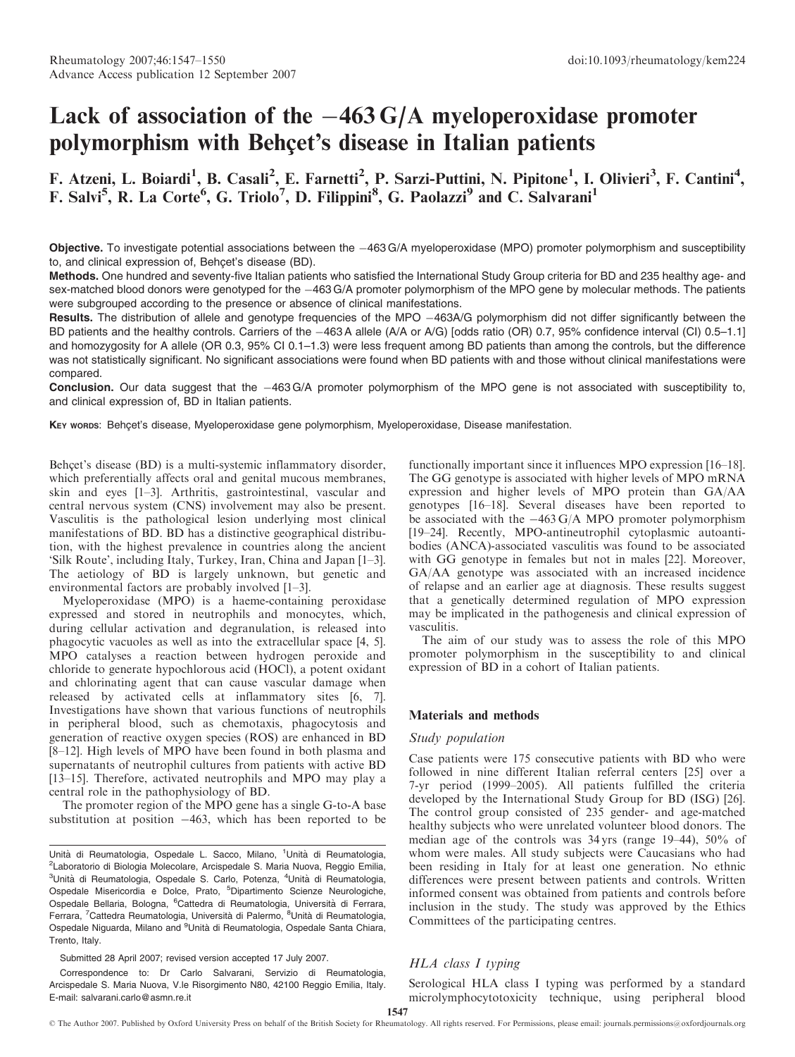# Lack of association of the −463 G/A myeloperoxidase promoter polymorphism with Behçet's disease in Italian patients

F. Atzeni, L. Boiardi[1], B. Casali[2], E. Farnetti[2], P. Sarzi-Puttini, N. Pipitone[1], I. Olivieri[3], F. Cantini[4], F. Salvi[5], R. La Corte[6], G. Triolo[7], D. Filippini[8], G. Paolazzi[9] and C. Salvarani[1]

**Objective.** To investigate potential associations between the −463 G/A myeloperoxidase (MPO) promoter polymorphism and susceptibility to, and clinical expression of, Behçet's disease (BD).

**Methods.** One hundred and seventy-five Italian patients who satisfied the International Study Group criteria for BD and 235 healthy age- and sex-matched blood donors were genotyped for the −463 G/A promoter polymorphism of the MPO gene by molecular methods. The patients were subgrouped according to the presence or absence of clinical manifestations.

**Results.** The distribution of allele and genotype frequencies of the MPO −463A/G polymorphism did not differ significantly between the BD patients and the healthy controls. Carriers of the −463 A allele (A/A or A/G) [odds ratio (OR) 0.7, 95% confidence interval (CI) 0.5–1.1] and homozygosity for A allele (OR 0.3, 95% CI 0.1–1.3) were less frequent among BD patients than among the controls, but the difference was not statistically significant. No significant associations were found when BD patients with and those without clinical manifestations were compared.

**Conclusion.** Our data suggest that the −463 G/A promoter polymorphism of the MPO gene is not associated with susceptibility to, and clinical expression of, BD in Italian patients.

**Key words:** Behçet's disease, Myeloperoxidase gene polymorphism, Myeloperoxidase, Disease manifestation.

Behçet's disease (BD) is a multi-systemic inflammatory disorder, which preferentially affects oral and genital mucous membranes, skin and eyes [1–3]. Arthritis, gastrointestinal, vascular and central nervous system (CNS) involvement may also be present. Vasculitis is the pathological lesion underlying most clinical manifestations of BD. BD has a distinctive geographical distribution, with the highest prevalence in countries along the ancient 'Silk Route', including Italy, Turkey, Iran, China and Japan [1–3]. The aetiology of BD is largely unknown, but genetic and environmental factors are probably involved [1–3].

Myeloperoxidase (MPO) is a haeme-containing peroxidase expressed and stored in neutrophils and monocytes, which, during cellular activation and degranulation, is released into phagocytic vacuoles as well as into the extracellular space [4, 5]. MPO catalyses a reaction between hydrogen peroxide and chloride to generate hypochlorous acid (HOCl), a potent oxidant and chlorinating agent that can cause vascular damage when released by activated cells at inflammatory sites [6, 7]. Investigations have shown that various functions of neutrophils in peripheral blood, such as chemotaxis, phagocytosis and generation of reactive oxygen species (ROS) are enhanced in BD [8–12]. High levels of MPO have been found in both plasma and supernatants of neutrophil cultures from patients with active BD [13–15]. Therefore, activated neutrophils and MPO may play a central role in the pathophysiology of BD.

The promoter region of the MPO gene has a single G-to-A base substitution at position −463, which has been reported to be functionally important since it influences MPO expression [16–18]. The GG genotype is associated with higher levels of MPO mRNA expression and higher levels of MPO protein than GA/AA genotypes [16–18]. Several diseases have been reported to be associated with the −463 G/A MPO promoter polymorphism [19–24]. Recently, MPO-antineutrophil cytoplasmic autoantibodies (ANCA)-associated vasculitis was found to be associated with GG genotype in females but not in males [22]. Moreover, GA/AA genotype was associated with an increased incidence of relapse and an earlier age at diagnosis. These results suggest that a genetically determined regulation of MPO expression may be implicated in the pathogenesis and clinical expression of vasculitis.

The aim of our study was to assess the role of this MPO promoter polymorphism in the susceptibility to and clinical expression of BD in a cohort of Italian patients.

## Materials and methods

### Study population

Case patients were 175 consecutive patients with BD who were followed in nine different Italian referral centers [25] over a 7-yr period (1999–2005). All patients fulfilled the criteria developed by the International Study Group for BD (ISG) [26]. The control group consisted of 235 gender- and age-matched healthy subjects who were unrelated volunteer blood donors. The median age of the controls was 34 yrs (range 19–44), 50% of whom were males. All study subjects were Caucasians who had been residing in Italy for at least one generation. No ethnic differences were present between patients and controls. Written informed consent was obtained from patients and controls before inclusion in the study. The study was approved by the Ethics Committees of the participating centres.

### HLA class I typing

Serological HLA class I typing was performed by a standard microlymphocytotoxicity technique, using peripheral blood

Unità di Reumatologia, Ospedale L. Sacco, Milano, [1]Unità di Reumatologia, [2]Laboratorio di Biologia Molecolare, Arcispedale S. Maria Nuova, Reggio Emilia, [3]Unità di Reumatologia, Ospedale S. Carlo, Potenza, [4]Unità di Reumatologia, Ospedale Misericordia e Dolce, Prato, [5]Dipartimento Scienze Neurologiche, Ospedale Bellaria, Bologna, [6]Cattedra di Reumatologia, Università di Ferrara, Ferrara, [7]Cattedra Reumatologia, Università di Palermo, [8]Unità di Reumatologia, Ospedale Niguarda, Milano and [9]Unità di Reumatologia, Ospedale Santa Chiara, Trento, Italy.

Submitted 28 April 2007; revised version accepted 17 July 2007.

Correspondence to: Dr Carlo Salvarani, Servizio di Reumatologia, Arcispedale S. Maria Nuova, V.le Risorgimento N80, 42100 Reggio Emilia, Italy. E-mail: salvarani.carlo@asmn.re.it

© The Author 2007. Published by Oxford University Press on behalf of the British Society for Rheumatology. All rights reserved. For Permissions, please email: journals.permissions@oxfordjournals.org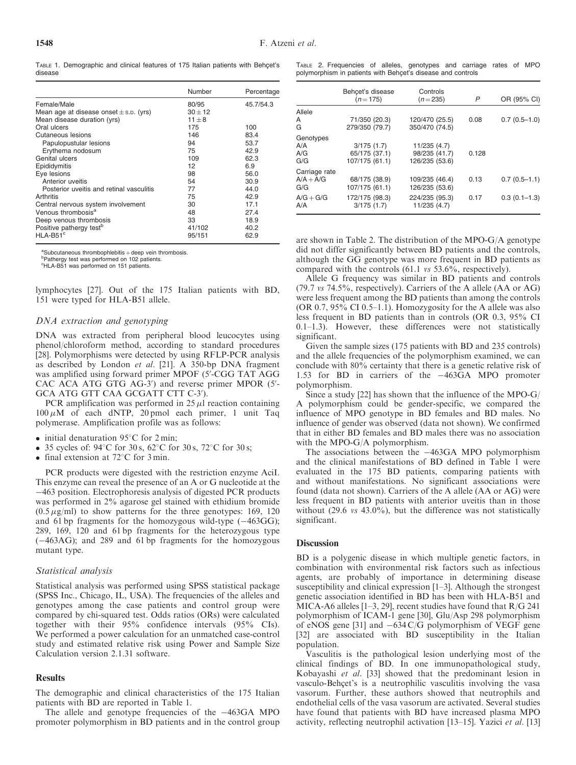TABLE 1. Demographic and clinical features of 175 Italian patients with Behçet's disease

| | Number | Percentage |
|---|---|---|
| Female/Male | 80/95 | 45.7/54.3 |
| Mean age at disease onset ± S.D. (yrs) | 30 ± 12 | |
| Mean disease duration (yrs) | 11 ± 8 | |
| Oral ulcers | 175 | 100 |
| Cutaneous lesions | 146 | 83.4 |
| Papulopustular lesions | 94 | 53.7 |
| Erythema nodosum | 75 | 42.9 |
| Genital ulcers | 109 | 62.3 |
| Epididymitis | 12 | 6.9 |
| Eye lesions | 98 | 56.0 |
| Anterior uveitis | 54 | 30.9 |
| Posterior uveitis and retinal vasculitis | 77 | 44.0 |
| Arthritis | 75 | 42.9 |
| Central nervous system involvement | 30 | 17.1 |
| Venous thrombosis[a] | 48 | 27.4 |
| Deep venous thrombosis | 33 | 18.9 |
| Positive pathergy test[b] | 41/102 | 40.2 |
| HLA-B51[c] | 95/151 | 62.9 |

[a]Subcutaneous thrombophlebitis + deep vein thrombosis.
[b]Pathergy test was performed on 102 patients.
[c]HLA-B51 was performed on 151 patients.

lymphocytes [27]. Out of the 175 Italian patients with BD, 151 were typed for HLA-B51 allele.

### DNA extraction and genotyping

DNA was extracted from peripheral blood leucocytes using phenol/chloroform method, according to standard procedures [28]. Polymorphisms were detected by using RFLP-PCR analysis as described by London *et al.* [21]. A 350-bp DNA fragment was amplified using forward primer MPOF (5′-CGG TAT AGG CAC ACA ATG GTG AG-3′) and reverse primer MPOR (5′-GCA ATG GTT CAA GCGATT CTT C-3′).

PCR amplification was performed in 25 μl reaction containing 100 μM of each dNTP, 20 pmol each primer, 1 unit Taq polymerase. Amplification profile was as follows:

- initial denaturation 95°C for 2 min;
- 35 cycles of: 94°C for 30 s, 62°C for 30 s, 72°C for 30 s;
- final extension at 72°C for 3 min.

PCR products were digested with the restriction enzyme AciI. This enzyme can reveal the presence of an A or G nucleotide at the −463 position. Electrophoresis analysis of digested PCR products was performed in 2% agarose gel stained with ethidium bromide (0.5 μg/ml) to show patterns for the three genotypes: 169, 120 and 61 bp fragments for the homozygous wild-type (−463GG); 289, 169, 120 and 61 bp fragments for the heterozygous type (−463AG); and 289 and 61 bp fragments for the homozygous mutant type.

### Statistical analysis

Statistical analysis was performed using SPSS statistical package (SPSS Inc., Chicago, IL, USA). The frequencies of the alleles and genotypes among the case patients and control group were compared by chi-squared test. Odds ratios (ORs) were calculated together with their 95% confidence intervals (95% CIs). We performed a power calculation for an unmatched case-control study and estimated relative risk using Power and Sample Size Calculation version 2.1.31 software.

## Results

The demographic and clinical characteristics of the 175 Italian patients with BD are reported in Table 1.

The allele and genotype frequencies of the −463GA MPO promoter polymorphism in BD patients and in the control group are shown in Table 2. The distribution of the MPO-G/A genotype did not differ significantly between BD patients and the controls, although the GG genotype was more frequent in BD patients as compared with the controls (61.1 *vs* 53.6%, respectively).

TABLE 2. Frequencies of alleles, genotypes and carriage rates of MPO polymorphism in patients with Behçet's disease and controls

| | Behçet's disease (*n* = 175) | Controls (*n* = 235) | *P* | OR (95% CI) |
|---|---|---|---|---|
| Allele | | | | |
| A | 71/350 (20.3) | 120/470 (25.5) | 0.08 | 0.7 (0.5–1.0) |
| G | 279/350 (79.7) | 350/470 (74.5) | | |
| Genotypes | | | | |
| A/A | 3/175 (1.7) | 11/235 (4.7) | | |
| A/G | 65/175 (37.1) | 98/235 (41.7) | 0.128 | |
| G/G | 107/175 (61.1) | 126/235 (53.6) | | |
| Carriage rate | | | | |
| A/A + A/G | 68/175 (38.9) | 109/235 (46.4) | 0.13 | 0.7 (0.5–1.1) |
| G/G | 107/175 (61.1) | 126/235 (53.6) | | |
| A/G + G/G | 172/175 (98.3) | 224/235 (95.3) | 0.17 | 0.3 (0.1–1.3) |
| A/A | 3/175 (1.7) | 11/235 (4.7) | | |

Allele G frequency was similar in BD patients and controls (79.7 *vs* 74.5%, respectively). Carriers of the A allele (AA or AG) were less frequent among the BD patients than among the controls (OR 0.7, 95% CI 0.5–1.1). Homozygosity for the A allele was also less frequent in BD patients than in controls (OR 0.3, 95% CI 0.1–1.3). However, these differences were not statistically significant.

Given the sample sizes (175 patients with BD and 235 controls) and the allele frequencies of the polymorphism examined, we can conclude with 80% certainty that there is a genetic relative risk of 1.53 for BD in carriers of the −463GA MPO promoter polymorphism.

Since a study [22] has shown that the influence of the MPO-G/A polymorphism could be gender-specific, we compared the influence of MPO genotype in BD females and BD males. No influence of gender was observed (data not shown). We confirmed that in either BD females and BD males there was no association with the MPO-G/A polymorphism.

The associations between the −463GA MPO polymorphism and the clinical manifestations of BD defined in Table 1 were evaluated in the 175 BD patients, comparing patients with and without manifestations. No significant associations were found (data not shown). Carriers of the A allele (AA or AG) were less frequent in BD patients with anterior uveitis than in those without (29.6 *vs* 43.0%), but the difference was not statistically significant.

## Discussion

BD is a polygenic disease in which multiple genetic factors, in combination with environmental risk factors such as infectious agents, are probably of importance in determining disease susceptibility and clinical expression [1–3]. Although the strongest genetic association identified in BD has been with HLA-B51 and MICA-A6 alleles [1–3, 29], recent studies have found that R/G 241 polymorphism of ICAM-1 gene [30], Glu/Asp 298 polymorphism of eNOS gene [31] and −634 C/G polymorphism of VEGF gene [32] are associated with BD susceptibility in the Italian population.

Vasculitis is the pathological lesion underlying most of the clinical findings of BD. In one immunopathological study, Kobayashi *et al.* [33] showed that the predominant lesion in vasculo-Behçet's is a neutrophilic vasculitis involving the vasa vasorum. Further, these authors showed that neutrophils and endothelial cells of the vasa vasorum are activated. Several studies have found that patients with BD have increased plasma MPO activity, reflecting neutrophil activation [13–15]. Yazici *et al.* [13]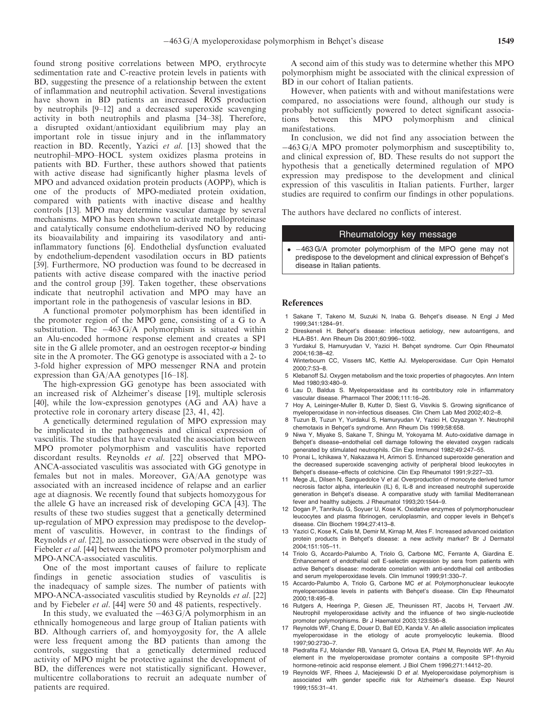found strong positive correlations between MPO, erythrocyte sedimentation rate and C-reactive protein levels in patients with BD, suggesting the presence of a relationship between the extent of inflammation and neutrophil activation. Several investigations have shown in BD patients an increased ROS production by neutrophils [9–12] and a decreased superoxide scavenging activity in both neutrophils and plasma [34–38]. Therefore, a disrupted oxidant/antioxidant equilibrium may play an important role in tissue injury and in the inflammatory reaction in BD. Recently, Yazici *et al.* [13] showed that the neutrophil–MPO–HOCL system oxidizes plasma proteins in patients with BD. Further, these authors showed that patients with active disease had significantly higher plasma levels of MPO and advanced oxidation protein products (AOPP), which is one of the products of MPO-mediated protein oxidation, compared with patients with inactive disease and healthy controls [13]. MPO may determine vascular damage by several mechanisms. MPO has been shown to activate metalloproteinase and catalytically consume endothelium-derived NO by reducing its bioavailability and impairing its vasodilatory and anti-inflammatory functions [6]. Endothelial dysfunction evaluated by endothelium-dependent vasodilation occurs in BD patients [39]. Furthermore, NO production was found to be decreased in patients with active disease compared with the inactive period and the control group [39]. Taken together, these observations indicate that neutrophil activation and MPO may have an important role in the pathogenesis of vascular lesions in BD.

A functional promoter polymorphism has been identified in the promoter region of the MPO gene, consisting of a G to A substitution. The −463 G/A polymorphism is situated within an Alu-encoded hormone response element and creates a SP1 site in the G allele promoter, and an oestrogen receptor-$\alpha$ binding site in the A promoter. The GG genotype is associated with a 2- to 3-fold higher expression of MPO messenger RNA and protein expression than GA/AA genotypes [16–18].

The high-expression GG genotype has been associated with an increased risk of Alzheimer's disease [19], multiple sclerosis [40], while the low-expression genotypes (AG and AA) have a protective role in coronary artery disease [23, 41, 42].

A genetically determined regulation of MPO expression may be implicated in the pathogenesis and clinical expression of vasculitis. The studies that have evaluated the association between MPO promoter polymorphism and vasculitis have reported discordant results. Reynolds *et al.* [22] observed that MPO-ANCA-associated vasculitis was associated with GG genotype in females but not in males. Moreover, GA/AA genotype was associated with an increased incidence of relapse and an earlier age at diagnosis. We recently found that subjects homozygous for the allele G have an increased risk of developing GCA [43]. The results of these two studies suggest that a genetically determined up-regulation of MPO expression may predispose to the development of vasculitis. However, in contrast to the findings of Reynolds *et al.* [22], no associations were observed in the study of Fiebeler *et al.* [44] between the MPO promoter polymorphism and MPO-ANCA-associated vasculitis.

One of the most important causes of failure to replicate findings in genetic association studies of vasculitis is the inadequacy of sample sizes. The number of patients with MPO-ANCA-associated vasculitis studied by Reynolds *et al.* [22] and by Fiebeler *et al.* [44] were 50 and 48 patients, respectively.

In this study, we evaluated the −463 G/A polymorphism in an ethnically homogeneous and large group of Italian patients with BD. Although carriers of, and homyoygosity for, the A allele were less frequent among the BD patients than among the controls, suggesting that a genetically determined reduced activity of MPO might be protective against the development of BD, the differences were not statistically significant. However, multicentre collaborations to recruit an adequate number of patients are required.

A second aim of this study was to determine whether this MPO polymorphism might be associated with the clinical expression of BD in our cohort of Italian patients.

However, when patients with and without manifestations were compared, no associations were found, although our study is probably not sufficiently powered to detect significant associations between this MPO polymorphism and clinical manifestations.

In conclusion, we did not find any association between the −463 G/A MPO promoter polymorphism and susceptibility to, and clinical expression of, BD. These results do not support the hypothesis that a genetically determined regulation of MPO expression may predispose to the development and clinical expression of this vasculitis in Italian patients. Further, larger studies are required to confirm our findings in other populations.

The authors have declared no conflicts of interest.

### Rheumatology key message

- −463 G/A promoter polymorphism of the MPO gene may not predispose to the development and clinical expression of Behçet's disease in Italian patients.

## References

1. Sakane T, Takeno M, Suzuki N, Inaba G. Behçet's disease. N Engl J Med 1999;341:1284–91.
2. Direskeneli H. Behçet's disease: infectious aetiology, new autoantigens, and HLA-B51. Ann Rheum Dis 2001;60:996–1002.
3. Yurdakul S, Hamuryudan V, Yazici H. Behçet syndrome. Curr Opin Rheumatol 2004;16:38–42.
4. Winterbourn CC, Vissers MC, Kettle AJ. Myeloperoxidase. Curr Opin Hematol 2000;7:53–8.
5. Klebanoff SJ. Oxygen metabolism and the toxic properties of phagocytes. Ann Intern Med 1980;93:480–9.
6. Lau D, Baldus S. Myeloperoxidase and its contributory role in inflammatory vascular disease. Pharmacol Ther 2006;111:16–26.
7. Hoy A, Leininger-Muller B, Kutter D, Siest G, Visvikis S. Growing significance of myeloperoxidase in non-infectious diseases. Clin Chem Lab Med 2002;40:2–8.
8. Tuzun B, Tuzun Y, Yurdakul S, Hamuryudan V, Yazici H, Ozyazgan Y. Neutrophil chemotaxis in Behçet's syndrome. Ann Rheum Dis 1999;58:658.
9. Niwa Y, Miyake S, Sakane T, Shingu M, Yokoyama M. Auto-oxidative damage in Behçet's disease–endothelial cell damage following the elevated oxygen radicals generated by stimulated neutrophils. Clin Exp Immunol 1982;49:247–55.
10. Pronai L, Ichikawa Y, Nakazawa H, Arimori S. Enhanced superoxide generation and the decreased superoxide scavenging activity of peripheral blood leukocytes in Behçet's disease–effects of colchicine. Clin Exp Rheumatol 1991;9:227–33.
11. Mege JL, Dilsen N, Sanguedolce V *et al.* Overproduction of monocyte derived tumor necrosis factor alpha, interleukin (IL) 6, IL-8 and increased neutrophil superoxide generation in Behçet's disease. A comparative study with familial Mediterranean fever and healthy subjects. J Rheumatol 1993;20:1544–9.
12. Dogan P, Tanrikulu G, Soyuer U, Kose K. Oxidative enzymes of polymorphonuclear leucocytes and plasma fibrinogen, ceruloplasmin, and copper levels in Behçet's disease. Clin Biochem 1994;27:413–8.
13. Yazici C, Kose K, Calis M, Demir M, Kirnap M, Ates F. Increased advanced oxidation protein products in Behçet's disease: a new activity marker? Br J Dermatol 2004;151:105–11.
14. Triolo G, Accardo-Palumbo A, Triolo G, Carbone MC, Ferrante A, Giardina E. Enhancement of endothelial cell E-selectin expression by sera from patients with active Behçet's disease: moderate correlation with anti-endothelial cell antibodies and serum myeloperoxidase levels. Clin Immunol 1999;91:330–7.
15. Accardo-Palumbo A, Triolo G, Carbone MC *et al.* Polymorphonuclear leukocyte myeloperoxidase levels in patients with Behçet's disease. Clin Exp Rheumatol 2000;18:495–8.
16. Rutgers A, Heeringa P, Giesen JE, Theunissen RT, Jacobs H, Tervaert JW. Neutrophil myeloperoxidase activity and the influence of two single-nucleotide promoter polymorphisms. Br J Haematol 2003;123:536–8.
17. Reynolds WF, Chang E, Douer D, Ball ED, Kanda V. An allelic association implicates myeloperoxidase in the etiology of acute promyelocytic leukemia. Blood 1997;90:2730–7.
18. Piedrafita FJ, Molander RB, Vansant G, Orlova EA, Pfahl M, Reynolds WF. An Alu element in the myeloperoxidase promoter contains a composite SP1-thyroid hormone-retinoic acid response element. J Biol Chem 1996;271:14412–20.
19. Reynolds WF, Rhees J, Maciejewski D *et al.* Myeloperoxidase polymorphism is associated with gender specific risk for Alzheimer's disease. Exp Neurol 1999;155:31–41.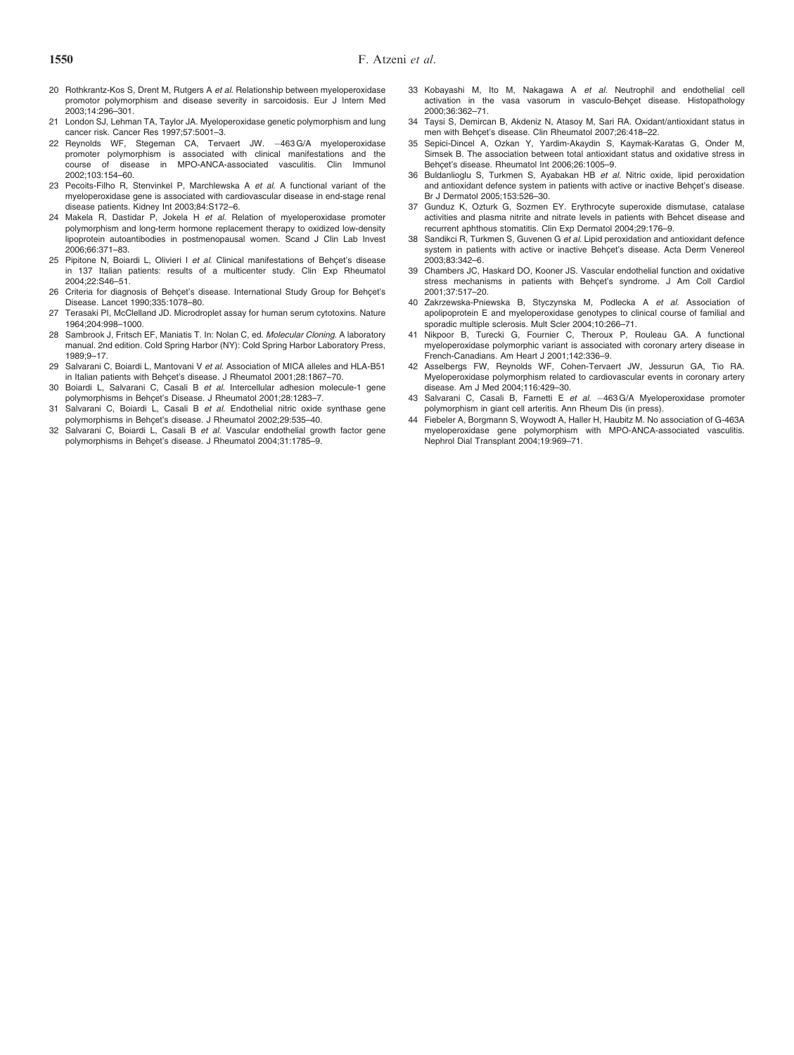20 Rothkrantz-Kos S, Drent M, Rutgers A *et al.* Relationship between myeloperoxidase promotor polymorphism and disease severity in sarcoidosis. Eur J Intern Med 2003;14:296–301.

21 London SJ, Lehman TA, Taylor JA. Myeloperoxidase genetic polymorphism and lung cancer risk. Cancer Res 1997;57:5001–3.

22 Reynolds WF, Stegeman CA, Tervaert JW. −463 G/A myeloperoxidase promoter polymorphism is associated with clinical manifestations and the course of disease in MPO-ANCA-associated vasculitis. Clin Immunol 2002;103:154–60.

23 Pecoits-Filho R, Stenvinkel P, Marchlewska A *et al.* A functional variant of the myeloperoxidase gene is associated with cardiovascular disease in end-stage renal disease patients. Kidney Int 2003;84:S172–6.

24 Makela R, Dastidar P, Jokela H *et al.* Relation of myeloperoxidase promoter polymorphism and long-term hormone replacement therapy to oxidized low-density lipoprotein autoantibodies in postmenopausal women. Scand J Clin Lab Invest 2006;66:371–83.

25 Pipitone N, Boiardi L, Olivieri I *et al.* Clinical manifestations of Behçet's disease in 137 Italian patients: results of a multicenter study. Clin Exp Rheumatol 2004;22:S46–51.

26 Criteria for diagnosis of Behçet's disease. International Study Group for Behçet's Disease. Lancet 1990;335:1078–80.

27 Terasaki PI, McClelland JD. Microdroplet assay for human serum cytotoxins. Nature 1964;204:998–1000.

28 Sambrook J, Fritsch EF, Maniatis T. In: Nolan C, ed. *Molecular Cloning*. A laboratory manual. 2nd edition. Cold Spring Harbor (NY): Cold Spring Harbor Laboratory Press, 1989;9–17.

29 Salvarani C, Boiardi L, Mantovani V *et al.* Association of MICA alleles and HLA-B51 in Italian patients with Behçet's disease. J Rheumatol 2001;28:1867–70.

30 Boiardi L, Salvarani C, Casali B *et al.* Intercellular adhesion molecule-1 gene polymorphisms in Behçet's Disease. J Rheumatol 2001;28:1283–7.

31 Salvarani C, Boiardi L, Casali B *et al.* Endothelial nitric oxide synthase gene polymorphisms in Behçet's disease. J Rheumatol 2002;29:535–40.

32 Salvarani C, Boiardi L, Casali B *et al.* Vascular endothelial growth factor gene polymorphisms in Behçet's disease. J Rheumatol 2004;31:1785–9.

33 Kobayashi M, Ito M, Nakagawa A *et al.* Neutrophil and endothelial cell activation in the vasa vasorum in vasculo-Behçet disease. Histopathology 2000;36:362–71.

34 Taysi S, Demircan B, Akdeniz N, Atasoy M, Sari RA. Oxidant/antioxidant status in men with Behçet's disease. Clin Rheumatol 2007;26:418–22.

35 Sepici-Dincel A, Ozkan Y, Yardim-Akaydin S, Kaymak-Karatas G, Onder M, Simsek B. The association between total antioxidant status and oxidative stress in Behçet's disease. Rheumatol Int 2006;26:1005–9.

36 Buldanlioglu S, Turkmen S, Ayabakan HB *et al.* Nitric oxide, lipid peroxidation and antioxidant defence system in patients with active or inactive Behçet's disease. Br J Dermatol 2005;153:526–30.

37 Gunduz K, Ozturk G, Sozmen EY. Erythrocyte superoxide dismutase, catalase activities and plasma nitrite and nitrate levels in patients with Behcet disease and recurrent aphthous stomatitis. Clin Exp Dermatol 2004;29:176–9.

38 Sandikci R, Turkmen S, Guvenen G *et al.* Lipid peroxidation and antioxidant defence system in patients with active or inactive Behçet's disease. Acta Derm Venereol 2003;83:342–6.

39 Chambers JC, Haskard DO, Kooner JS. Vascular endothelial function and oxidative stress mechanisms in patients with Behçet's syndrome. J Am Coll Cardiol 2001;37:517–20.

40 Zakrzewska-Pniewska B, Styczynska M, Podlecka A *et al.* Association of apolipoprotein E and myeloperoxidase genotypes to clinical course of familial and sporadic multiple sclerosis. Mult Scler 2004;10:266–71.

41 Nikpoor B, Turecki G, Fournier C, Theroux P, Rouleau GA. A functional myeloperoxidase polymorphic variant is associated with coronary artery disease in French-Canadians. Am Heart J 2001;142:336–9.

42 Asselbergs FW, Reynolds WF, Cohen-Tervaert JW, Jessurun GA, Tio RA. Myeloperoxidase polymorphism related to cardiovascular events in coronary artery disease. Am J Med 2004;116:429–30.

43 Salvarani C, Casali B, Farnetti E *et al.* −463 G/A Myeloperoxidase promoter polymorphism in giant cell arteritis. Ann Rheum Dis (in press).

44 Fiebeler A, Borgmann S, Woywodt A, Haller H, Haubitz M. No association of G-463A myeloperoxidase gene polymorphism with MPO-ANCA-associated vasculitis. Nephrol Dial Transplant 2004;19:969–71.